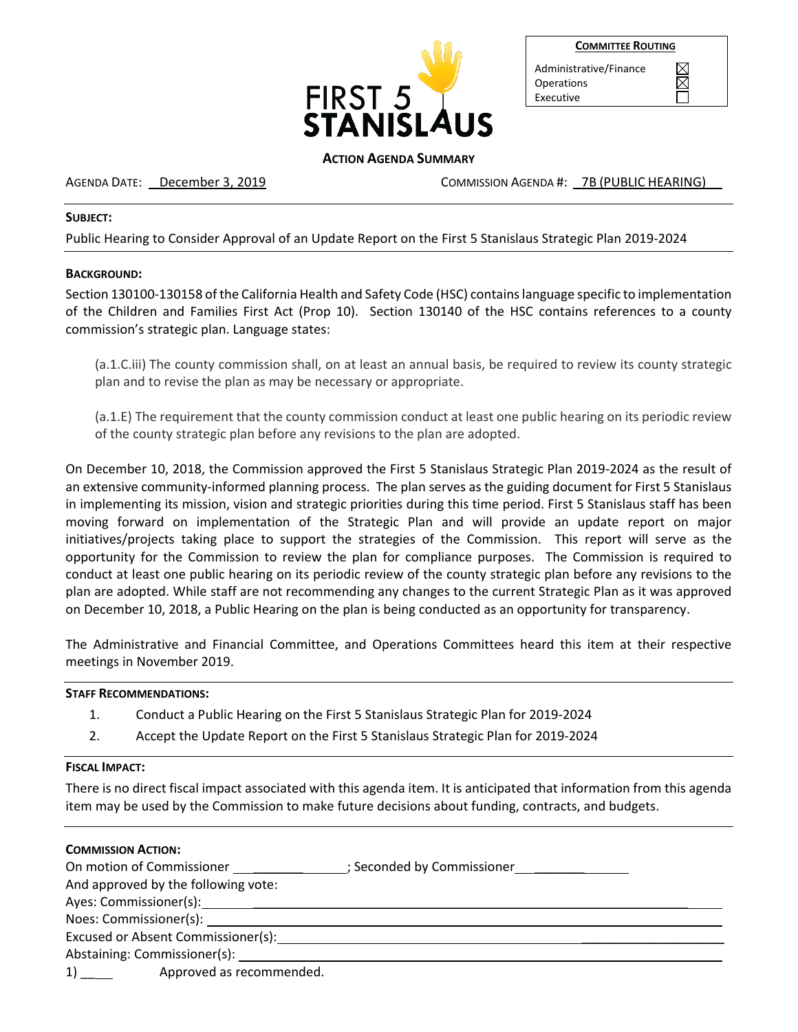FIRST 5 STANISLAUS

| COMMITTEE ROUTING | |
|---|---|
| Administrative/Finance | ☒ |
| Operations | ☒ |
| Executive | ☐ |

**ACTION AGENDA SUMMARY**

AGENDA DATE: December 3, 2019

COMMISSION AGENDA #: 7B (PUBLIC HEARING)

**SUBJECT:**

Public Hearing to Consider Approval of an Update Report on the First 5 Stanislaus Strategic Plan 2019-2024

**BACKGROUND:**

Section 130100-130158 of the California Health and Safety Code (HSC) contains language specific to implementation of the Children and Families First Act (Prop 10). Section 130140 of the HSC contains references to a county commission's strategic plan. Language states:

> (a.1.C.iii) The county commission shall, on at least an annual basis, be required to review its county strategic plan and to revise the plan as may be necessary or appropriate.
>
> (a.1.E) The requirement that the county commission conduct at least one public hearing on its periodic review of the county strategic plan before any revisions to the plan are adopted.

On December 10, 2018, the Commission approved the First 5 Stanislaus Strategic Plan 2019-2024 as the result of an extensive community-informed planning process. The plan serves as the guiding document for First 5 Stanislaus in implementing its mission, vision and strategic priorities during this time period. First 5 Stanislaus staff has been moving forward on implementation of the Strategic Plan and will provide an update report on major initiatives/projects taking place to support the strategies of the Commission. This report will serve as the opportunity for the Commission to review the plan for compliance purposes. The Commission is required to conduct at least one public hearing on its periodic review of the county strategic plan before any revisions to the plan are adopted. While staff are not recommending any changes to the current Strategic Plan as it was approved on December 10, 2018, a Public Hearing on the plan is being conducted as an opportunity for transparency.

The Administrative and Financial Committee, and Operations Committees heard this item at their respective meetings in November 2019.

**STAFF RECOMMENDATIONS:**

1. Conduct a Public Hearing on the First 5 Stanislaus Strategic Plan for 2019-2024
2. Accept the Update Report on the First 5 Stanislaus Strategic Plan for 2019-2024

**FISCAL IMPACT:**

There is no direct fiscal impact associated with this agenda item. It is anticipated that information from this agenda item may be used by the Commission to make future decisions about funding, contracts, and budgets.

**COMMISSION ACTION:**

On motion of Commissioner ____________; Seconded by Commissioner ____________

And approved by the following vote:

Ayes: Commissioner(s): ____________

Noes: Commissioner(s): ____________

Excused or Absent Commissioner(s): ____________

Abstaining: Commissioner(s): ____________

1) ____ Approved as recommended.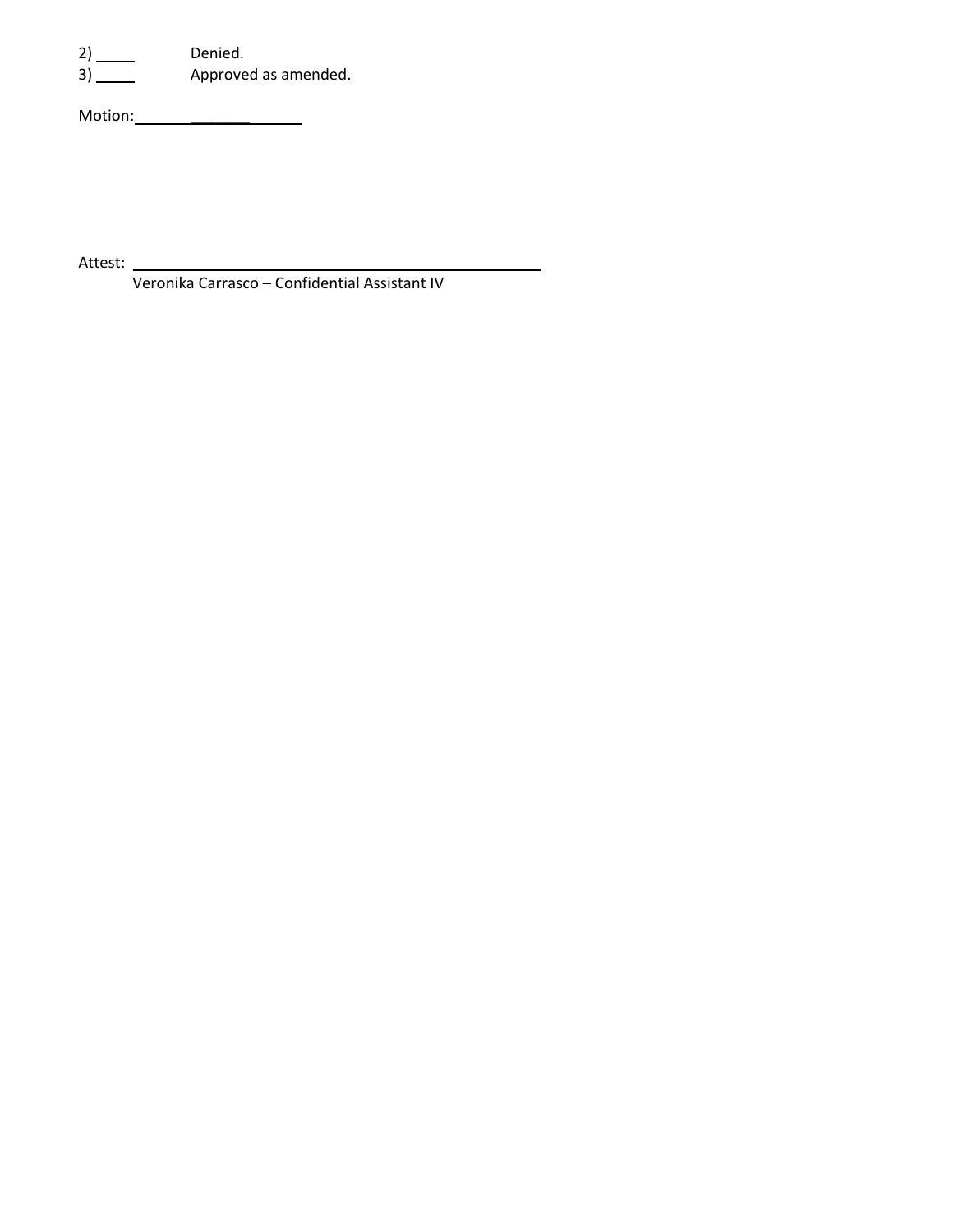2) _____ Denied.
3) _____ Approved as amended.

Motion: _______________

Attest: ________________________________________
Veronika Carrasco – Confidential Assistant IV